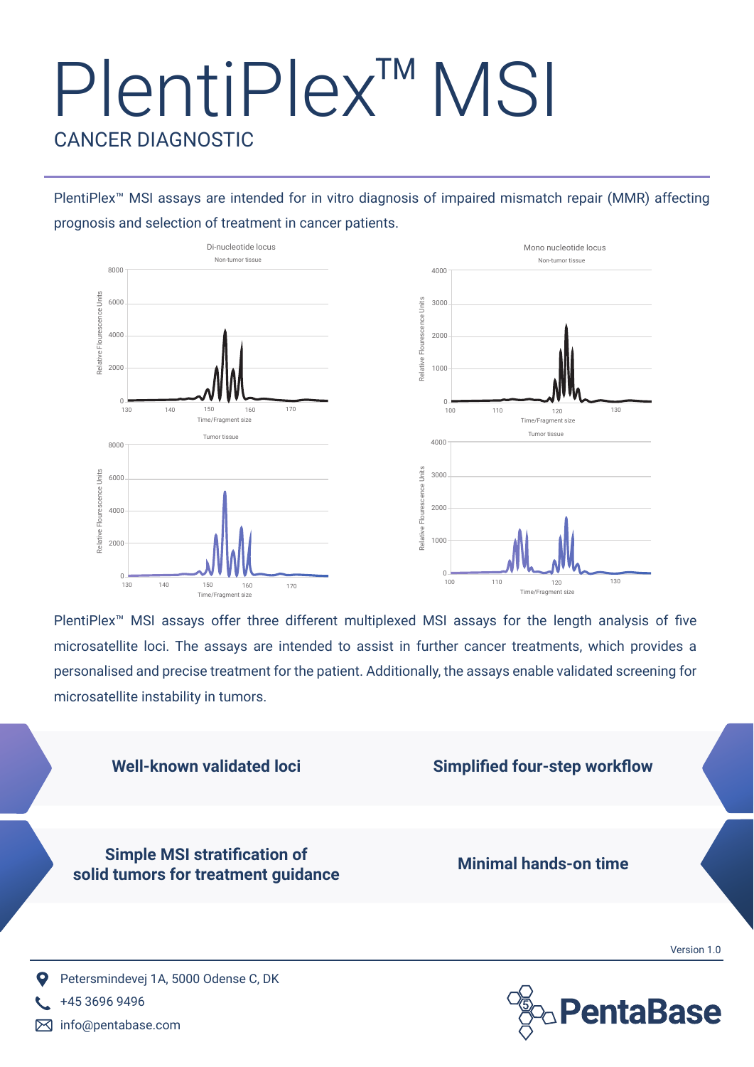# PlentiPlex™ MSI

## CANCER DIAGNOSTIC

PlentiPlex™ MSI assays are intended for in vitro diagnosis of impaired mismatch repair (MMR) affecting prognosis and selection of treatment in cancer patients.

PlentiPlex™ MSI assays offer three different multiplexed MSI assays for the length analysis of five microsatellite loci. The assays are intended to assist in further cancer treatments, which provides a personalised and precise treatment for the patient. Additionally, the assays enable validated screening for microsatellite instability in tumors.

**Well-known validated loci**

**Simplified four-step workflow**

**Simple MSI stratification of solid tumors for treatment guidance**

**Minimal hands-on time**

Version 1.0

Petersmindevej 1A, 5000 Odense C, DK

+45 3696 9496

info@pentabase.com

PentaBase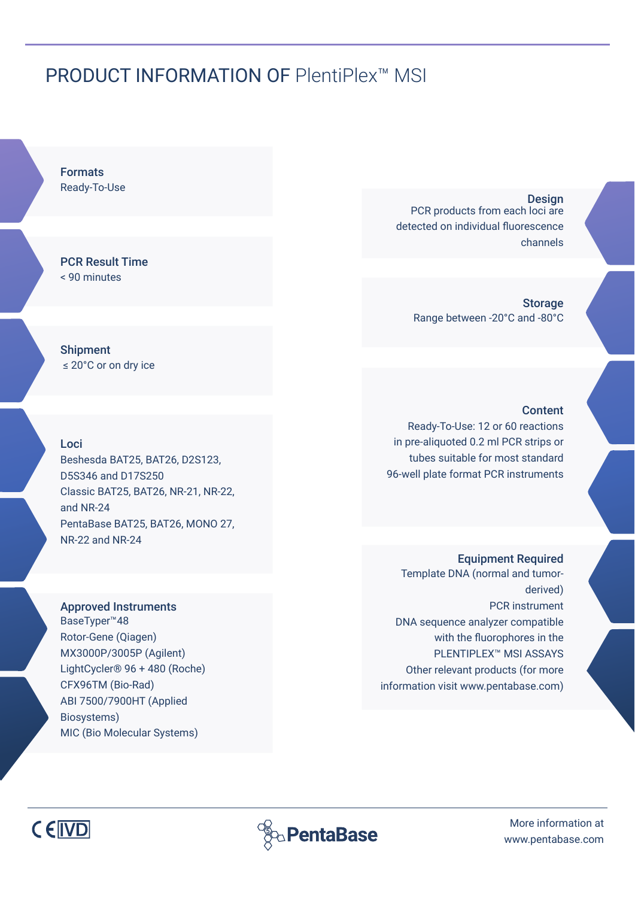# PRODUCT INFORMATION OF PlentiPlex™ MSI

**Formats**
Ready-To-Use

**PCR Result Time**
< 90 minutes

**Shipment**
≤ 20°C or on dry ice

**Loci**
Beshesda BAT25, BAT26, D2S123, D5S346 and D17S250
Classic BAT25, BAT26, NR-21, NR-22, and NR-24
PentaBase BAT25, BAT26, MONO 27, NR-22 and NR-24

**Approved Instruments**
BaseTyper™48
Rotor-Gene (Qiagen)
MX3000P/3005P (Agilent)
LightCycler® 96 + 480 (Roche)
CFX96TM (Bio-Rad)
ABI 7500/7900HT (Applied Biosystems)
MIC (Bio Molecular Systems)

**Design**
PCR products from each loci are detected on individual fluorescence channels

**Storage**
Range between -20°C and -80°C

**Content**
Ready-To-Use: 12 or 60 reactions in pre-aliquoted 0.2 ml PCR strips or tubes suitable for most standard 96-well plate format PCR instruments

**Equipment Required**
Template DNA (normal and tumor-derived)
PCR instrument
DNA sequence analyzer compatible with the fluorophores in the PLENTIPLEX™ MSI ASSAYS
Other relevant products (for more information visit www.pentabase.com)

CE IVD

PentaBase

More information at www.pentabase.com